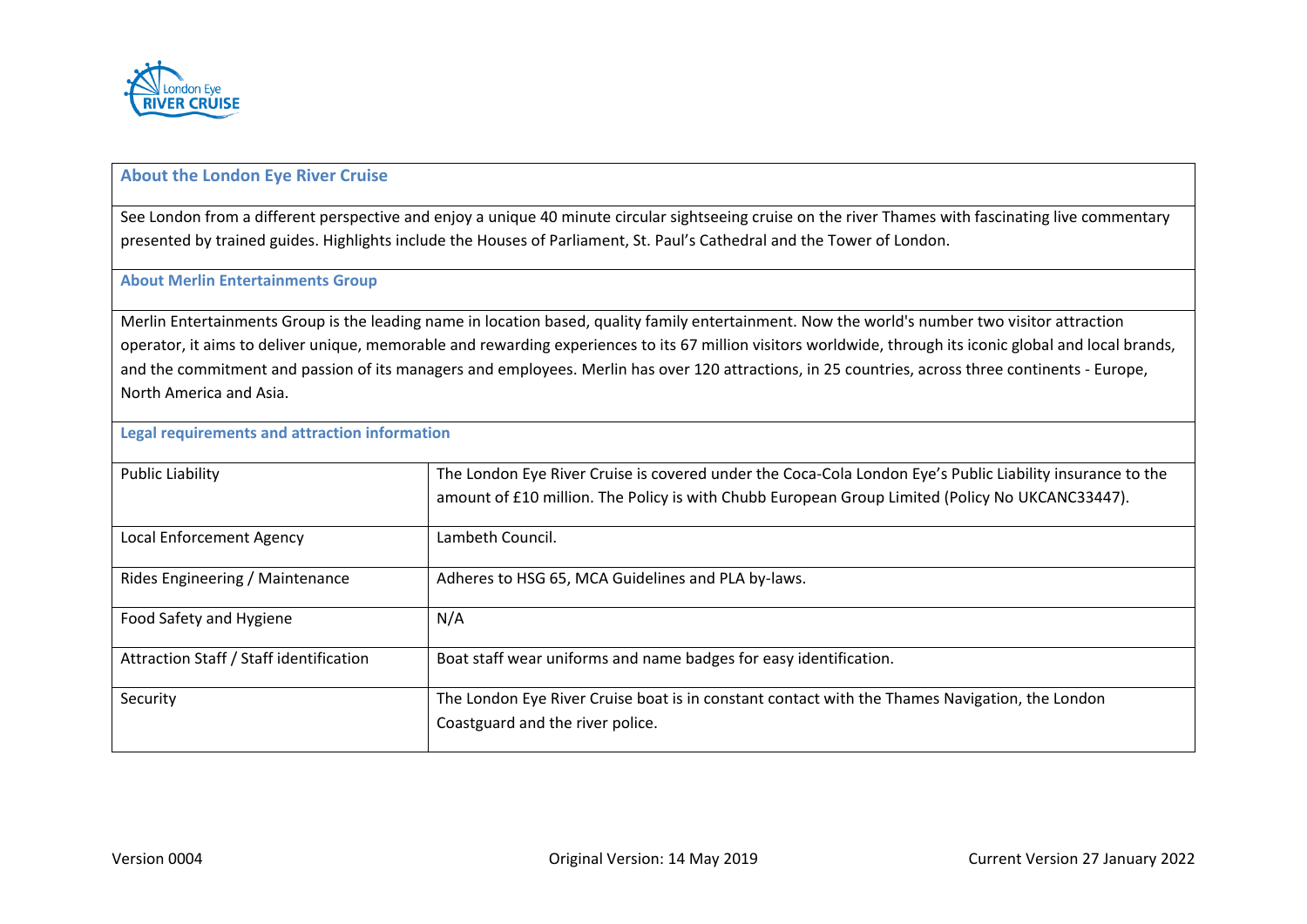## About the London Eye River Cruise

See London from a different perspective and enjoy a unique 40 minute circular sightseeing cruise on the river Thames with fascinating live commentary presented by trained guides. Highlights include the Houses of Parliament, St. Paul's Cathedral and the Tower of London.

## About Merlin Entertainments Group

Merlin Entertainments Group is the leading name in location based, quality family entertainment. Now the world's number two visitor attraction operator, it aims to deliver unique, memorable and rewarding experiences to its 67 million visitors worldwide, through its iconic global and local brands, and the commitment and passion of its managers and employees. Merlin has over 120 attractions, in 25 countries, across three continents - Europe, North America and Asia.

## Legal requirements and attraction information

| | |
|---|---|
| Public Liability | The London Eye River Cruise is covered under the Coca-Cola London Eye's Public Liability insurance to the amount of £10 million. The Policy is with Chubb European Group Limited (Policy No UKCANC33447). |
| Local Enforcement Agency | Lambeth Council. |
| Rides Engineering / Maintenance | Adheres to HSG 65, MCA Guidelines and PLA by-laws. |
| Food Safety and Hygiene | N/A |
| Attraction Staff / Staff identification | Boat staff wear uniforms and name badges for easy identification. |
| Security | The London Eye River Cruise boat is in constant contact with the Thames Navigation, the London Coastguard and the river police. |

Version 0004 | Original Version: 14 May 2019 | Current Version 27 January 2022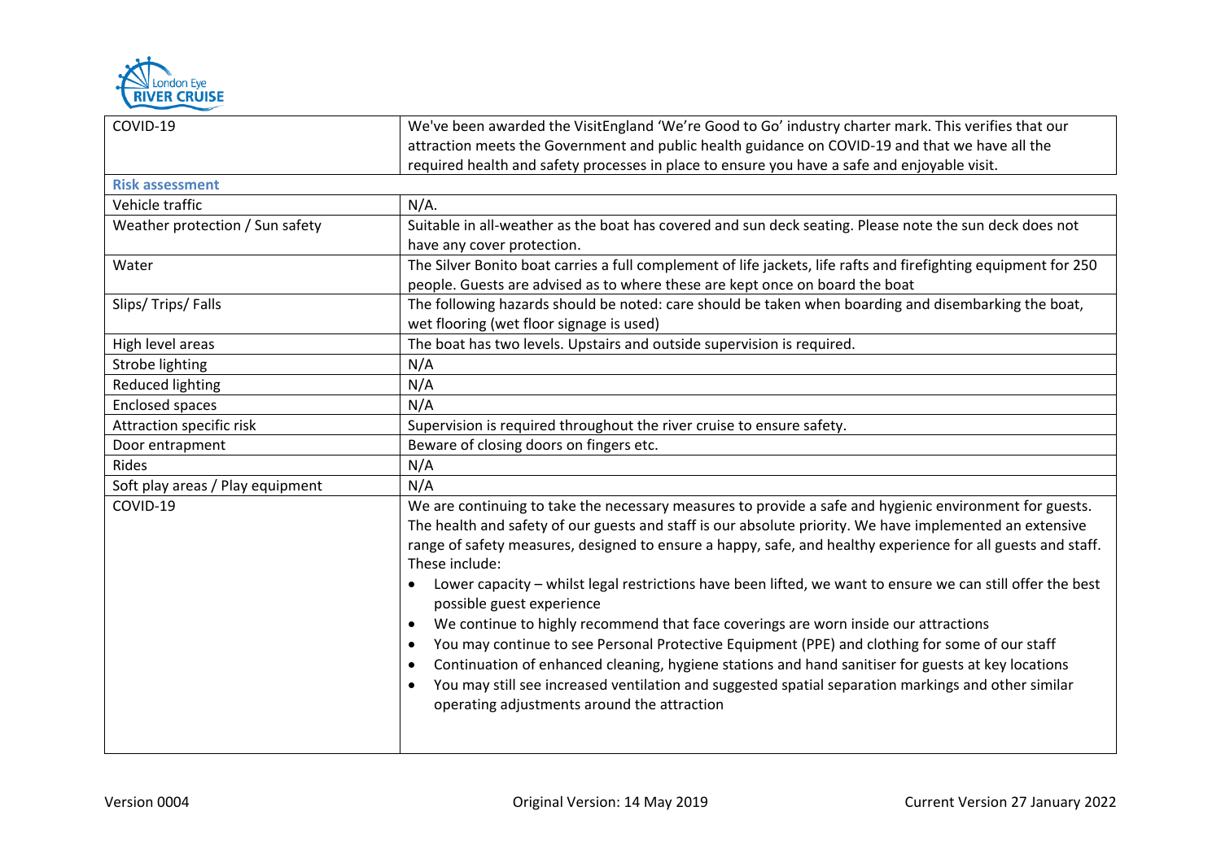| | |
|---|---|
| COVID-19 | We've been awarded the VisitEngland 'We're Good to Go' industry charter mark. This verifies that our attraction meets the Government and public health guidance on COVID-19 and that we have all the required health and safety processes in place to ensure you have a safe and enjoyable visit. |
| **Risk assessment** | |
| Vehicle traffic | N/A. |
| Weather protection / Sun safety | Suitable in all-weather as the boat has covered and sun deck seating. Please note the sun deck does not have any cover protection. |
| Water | The Silver Bonito boat carries a full complement of life jackets, life rafts and firefighting equipment for 250 people. Guests are advised as to where these are kept once on board the boat |
| Slips/ Trips/ Falls | The following hazards should be noted: care should be taken when boarding and disembarking the boat, wet flooring (wet floor signage is used) |
| High level areas | The boat has two levels. Upstairs and outside supervision is required. |
| Strobe lighting | N/A |
| Reduced lighting | N/A |
| Enclosed spaces | N/A |
| Attraction specific risk | Supervision is required throughout the river cruise to ensure safety. |
| Door entrapment | Beware of closing doors on fingers etc. |
| Rides | N/A |
| Soft play areas / Play equipment | N/A |
| COVID-19 | We are continuing to take the necessary measures to provide a safe and hygienic environment for guests. The health and safety of our guests and staff is our absolute priority. We have implemented an extensive range of safety measures, designed to ensure a happy, safe, and healthy experience for all guests and staff. These include: <br>• Lower capacity – whilst legal restrictions have been lifted, we want to ensure we can still offer the best possible guest experience <br>• We continue to highly recommend that face coverings are worn inside our attractions <br>• You may continue to see Personal Protective Equipment (PPE) and clothing for some of our staff <br>• Continuation of enhanced cleaning, hygiene stations and hand sanitiser for guests at key locations <br>• You may still see increased ventilation and suggested spatial separation markings and other similar operating adjustments around the attraction |

Version 0004 Original Version: 14 May 2019 Current Version 27 January 2022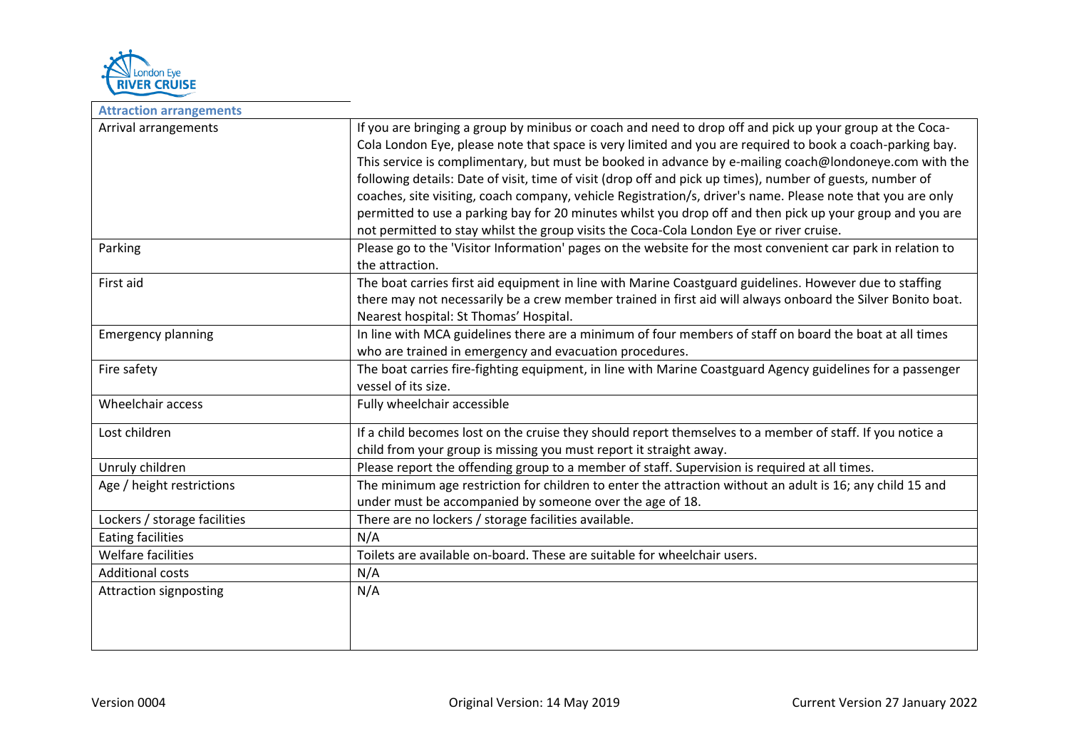| Attraction arrangements | |
|---|---|
| Arrival arrangements | If you are bringing a group by minibus or coach and need to drop off and pick up your group at the Coca-Cola London Eye, please note that space is very limited and you are required to book a coach-parking bay. This service is complimentary, but must be booked in advance by e-mailing coach@londoneye.com with the following details: Date of visit, time of visit (drop off and pick up times), number of guests, number of coaches, site visiting, coach company, vehicle Registration/s, driver's name. Please note that you are only permitted to use a parking bay for 20 minutes whilst you drop off and then pick up your group and you are not permitted to stay whilst the group visits the Coca-Cola London Eye or river cruise. |
| Parking | Please go to the 'Visitor Information' pages on the website for the most convenient car park in relation to the attraction. |
| First aid | The boat carries first aid equipment in line with Marine Coastguard guidelines. However due to staffing there may not necessarily be a crew member trained in first aid will always onboard the Silver Bonito boat. Nearest hospital: St Thomas' Hospital. |
| Emergency planning | In line with MCA guidelines there are a minimum of four members of staff on board the boat at all times who are trained in emergency and evacuation procedures. |
| Fire safety | The boat carries fire-fighting equipment, in line with Marine Coastguard Agency guidelines for a passenger vessel of its size. |
| Wheelchair access | Fully wheelchair accessible |
| Lost children | If a child becomes lost on the cruise they should report themselves to a member of staff. If you notice a child from your group is missing you must report it straight away. |
| Unruly children | Please report the offending group to a member of staff. Supervision is required at all times. |
| Age / height restrictions | The minimum age restriction for children to enter the attraction without an adult is 16; any child 15 and under must be accompanied by someone over the age of 18. |
| Lockers / storage facilities | There are no lockers / storage facilities available. |
| Eating facilities | N/A |
| Welfare facilities | Toilets are available on-board. These are suitable for wheelchair users. |
| Additional costs | N/A |
| Attraction signposting | N/A |

Version 0004 Original Version: 14 May 2019 Current Version 27 January 2022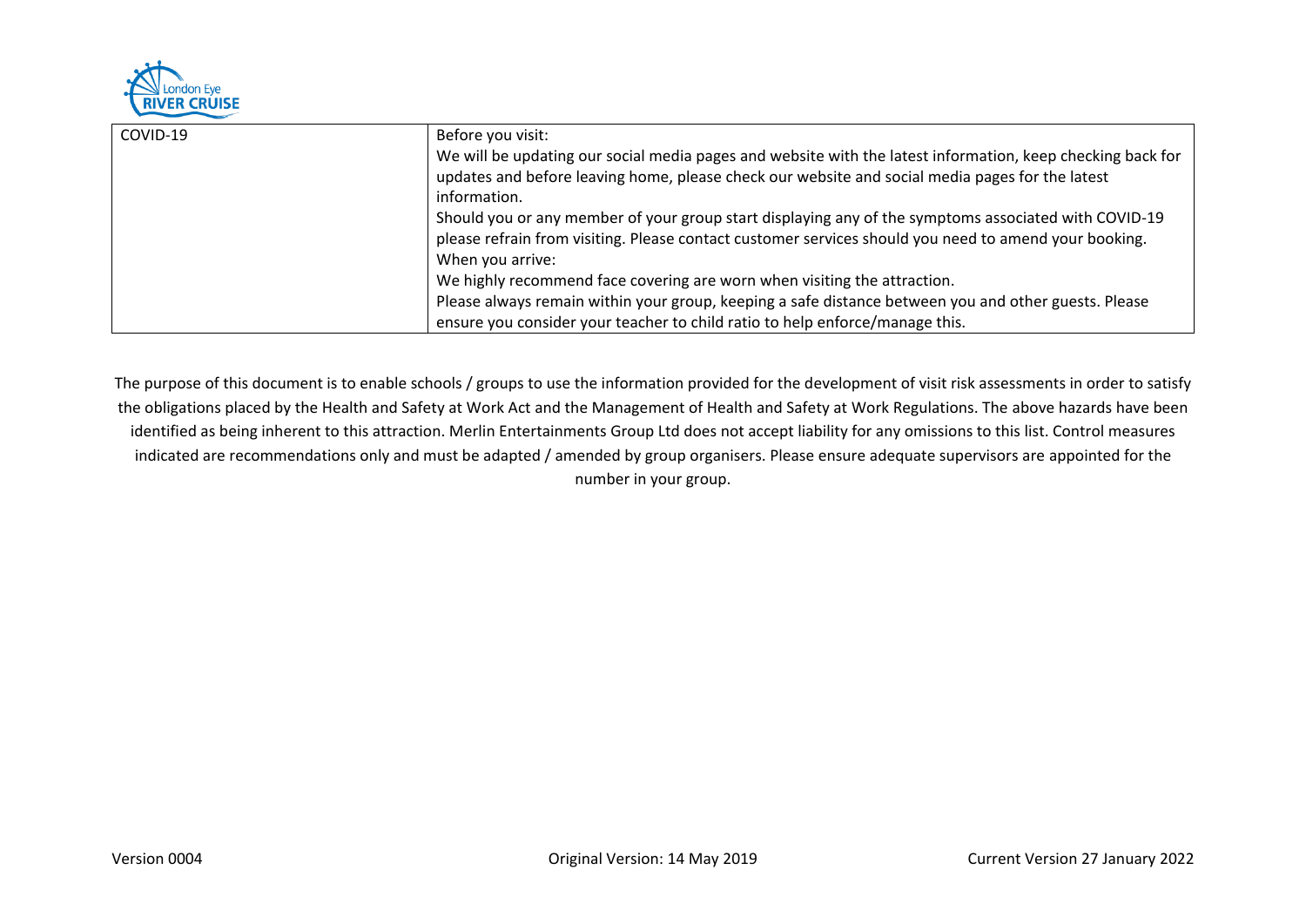| | |
|---|---|
| COVID-19 | Before you visit:<br>We will be updating our social media pages and website with the latest information, keep checking back for updates and before leaving home, please check our website and social media pages for the latest information.<br>Should you or any member of your group start displaying any of the symptoms associated with COVID-19 please refrain from visiting. Please contact customer services should you need to amend your booking.<br>When you arrive:<br>We highly recommend face covering are worn when visiting the attraction.<br>Please always remain within your group, keeping a safe distance between you and other guests. Please ensure you consider your teacher to child ratio to help enforce/manage this. |

The purpose of this document is to enable schools / groups to use the information provided for the development of visit risk assessments in order to satisfy the obligations placed by the Health and Safety at Work Act and the Management of Health and Safety at Work Regulations. The above hazards have been identified as being inherent to this attraction. Merlin Entertainments Group Ltd does not accept liability for any omissions to this list. Control measures indicated are recommendations only and must be adapted / amended by group organisers. Please ensure adequate supervisors are appointed for the number in your group.

Version 0004 Original Version: 14 May 2019 Current Version 27 January 2022